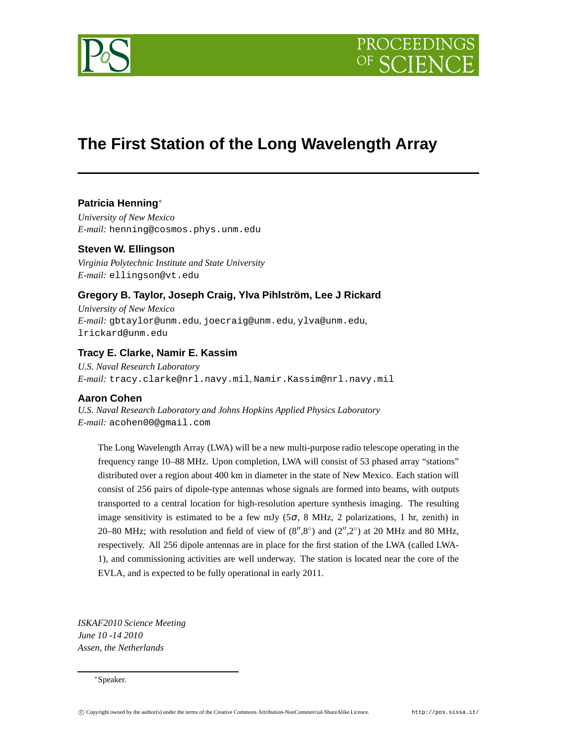# The First Station of the Long Wavelength Array

**Patricia Henning**[*]

*University of New Mexico*
*E-mail:* henning@cosmos.phys.unm.edu

**Steven W. Ellingson**

*Virginia Polytechnic Institute and State University*
*E-mail:* ellingson@vt.edu

**Gregory B. Taylor, Joseph Craig, Ylva Pihlström, Lee J Rickard**

*University of New Mexico*
*E-mail:* gbtaylor@unm.edu, joecraig@unm.edu, ylva@unm.edu, lrickard@unm.edu

**Tracy E. Clarke, Namir E. Kassim**

*U.S. Naval Research Laboratory*
*E-mail:* tracy.clarke@nrl.navy.mil, Namir.Kassim@nrl.navy.mil

**Aaron Cohen**

*U.S. Naval Research Laboratory and Johns Hopkins Applied Physics Laboratory*
*E-mail:* acohen00@gmail.com

The Long Wavelength Array (LWA) will be a new multi-purpose radio telescope operating in the frequency range 10–88 MHz. Upon completion, LWA will consist of 53 phased array "stations" distributed over a region about 400 km in diameter in the state of New Mexico. Each station will consist of 256 pairs of dipole-type antennas whose signals are formed into beams, with outputs transported to a central location for high-resolution aperture synthesis imaging. The resulting image sensitivity is estimated to be a few mJy ($5\sigma$, 8 MHz, 2 polarizations, 1 hr, zenith) in 20–80 MHz; with resolution and field of view of ($8''$,$8^\circ$) and ($2''$,$2^\circ$) at 20 MHz and 80 MHz, respectively. All 256 dipole antennas are in place for the first station of the LWA (called LWA-1), and commissioning activities are well underway. The station is located near the core of the EVLA, and is expected to be fully operational in early 2011.

*ISKAF2010 Science Meeting*
*June 10 -14 2010*
*Assen, the Netherlands*

[*]Speaker.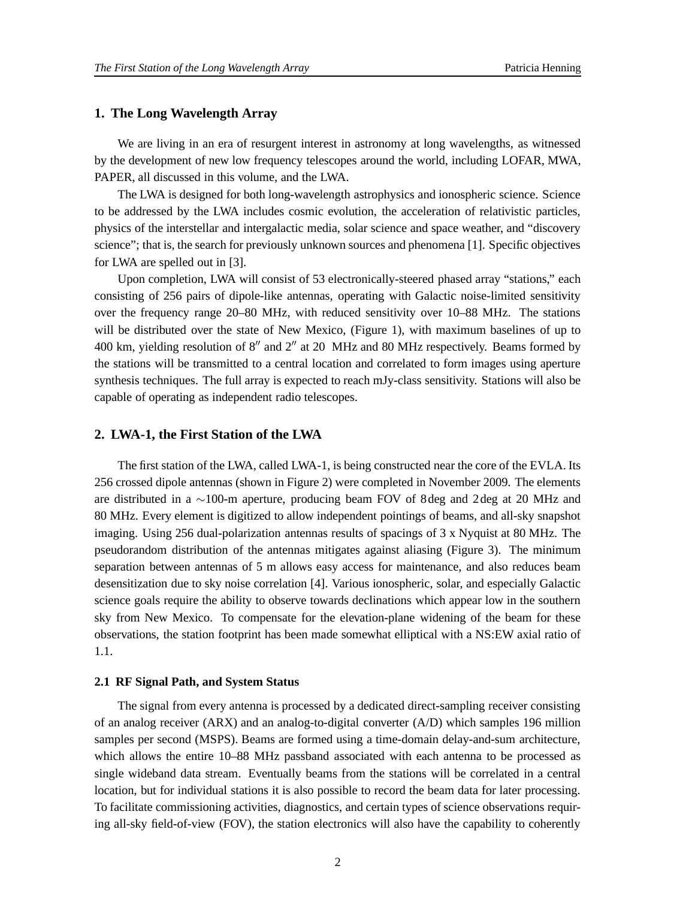## 1. The Long Wavelength Array

We are living in an era of resurgent interest in astronomy at long wavelengths, as witnessed by the development of new low frequency telescopes around the world, including LOFAR, MWA, PAPER, all discussed in this volume, and the LWA.

The LWA is designed for both long-wavelength astrophysics and ionospheric science. Science to be addressed by the LWA includes cosmic evolution, the acceleration of relativistic particles, physics of the interstellar and intergalactic media, solar science and space weather, and "discovery science"; that is, the search for previously unknown sources and phenomena [1]. Specific objectives for LWA are spelled out in [3].

Upon completion, LWA will consist of 53 electronically-steered phased array "stations," each consisting of 256 pairs of dipole-like antennas, operating with Galactic noise-limited sensitivity over the frequency range 20–80 MHz, with reduced sensitivity over 10–88 MHz. The stations will be distributed over the state of New Mexico, (Figure 1), with maximum baselines of up to 400 km, yielding resolution of $8''$ and $2''$ at 20 MHz and 80 MHz respectively. Beams formed by the stations will be transmitted to a central location and correlated to form images using aperture synthesis techniques. The full array is expected to reach mJy-class sensitivity. Stations will also be capable of operating as independent radio telescopes.

## 2. LWA-1, the First Station of the LWA

The first station of the LWA, called LWA-1, is being constructed near the core of the EVLA. Its 256 crossed dipole antennas (shown in Figure 2) were completed in November 2009. The elements are distributed in a $\sim$100-m aperture, producing beam FOV of 8 deg and 2 deg at 20 MHz and 80 MHz. Every element is digitized to allow independent pointings of beams, and all-sky snapshot imaging. Using 256 dual-polarization antennas results of spacings of 3 x Nyquist at 80 MHz. The pseudorandom distribution of the antennas mitigates against aliasing (Figure 3). The minimum separation between antennas of 5 m allows easy access for maintenance, and also reduces beam desensitization due to sky noise correlation [4]. Various ionospheric, solar, and especially Galactic science goals require the ability to observe towards declinations which appear low in the southern sky from New Mexico. To compensate for the elevation-plane widening of the beam for these observations, the station footprint has been made somewhat elliptical with a NS:EW axial ratio of 1.1.

### 2.1 RF Signal Path, and System Status

The signal from every antenna is processed by a dedicated direct-sampling receiver consisting of an analog receiver (ARX) and an analog-to-digital converter (A/D) which samples 196 million samples per second (MSPS). Beams are formed using a time-domain delay-and-sum architecture, which allows the entire 10–88 MHz passband associated with each antenna to be processed as single wideband data stream. Eventually beams from the stations will be correlated in a central location, but for individual stations it is also possible to record the beam data for later processing. To facilitate commissioning activities, diagnostics, and certain types of science observations requiring all-sky field-of-view (FOV), the station electronics will also have the capability to coherently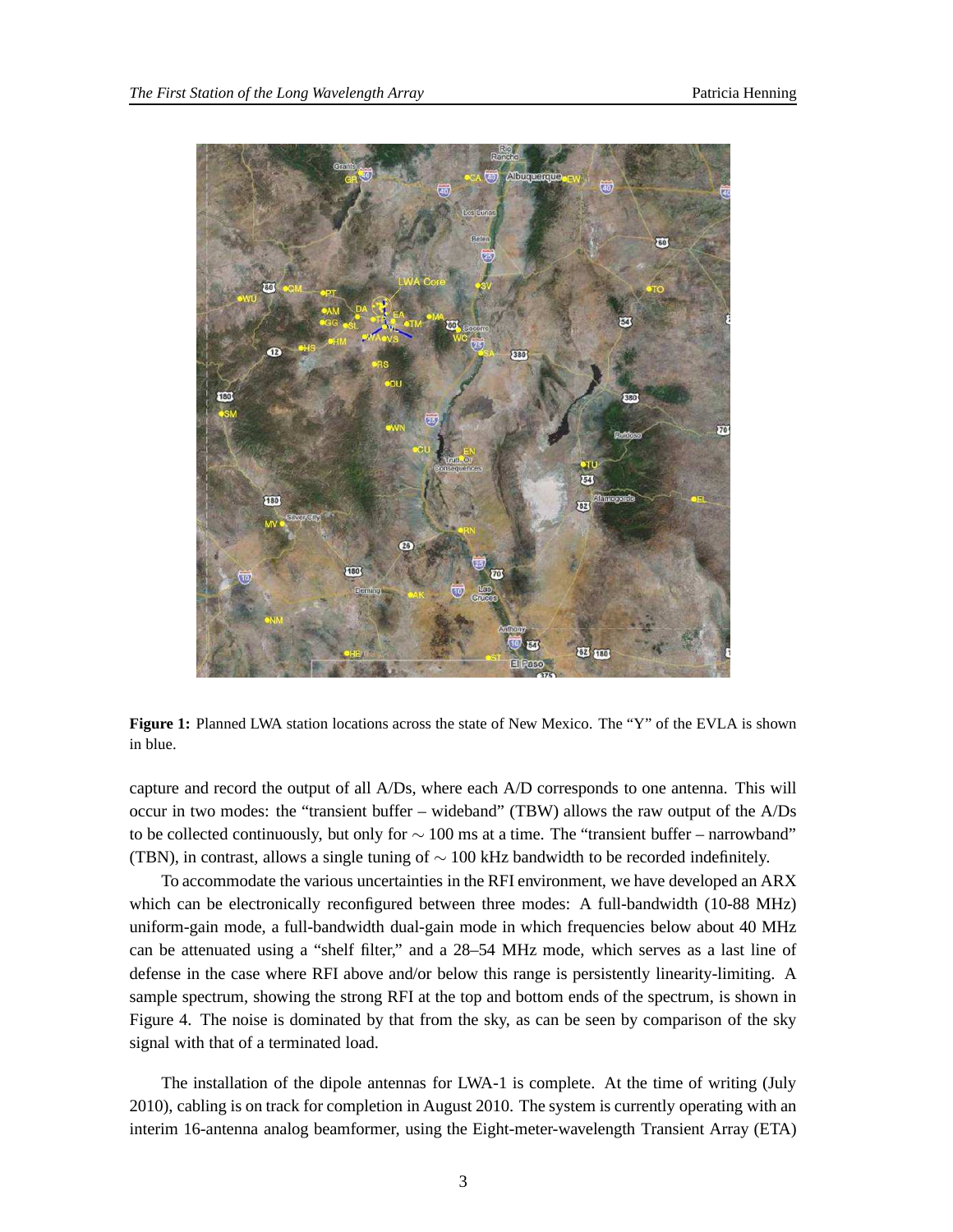**Figure 1:** Planned LWA station locations across the state of New Mexico. The "Y" of the EVLA is shown in blue.

capture and record the output of all A/Ds, where each A/D corresponds to one antenna. This will occur in two modes: the "transient buffer – wideband" (TBW) allows the raw output of the A/Ds to be collected continuously, but only for $\sim$ 100 ms at a time. The "transient buffer – narrowband" (TBN), in contrast, allows a single tuning of $\sim$ 100 kHz bandwidth to be recorded indefinitely.

To accommodate the various uncertainties in the RFI environment, we have developed an ARX which can be electronically reconfigured between three modes: A full-bandwidth (10-88 MHz) uniform-gain mode, a full-bandwidth dual-gain mode in which frequencies below about 40 MHz can be attenuated using a "shelf filter," and a 28–54 MHz mode, which serves as a last line of defense in the case where RFI above and/or below this range is persistently linearity-limiting. A sample spectrum, showing the strong RFI at the top and bottom ends of the spectrum, is shown in Figure 4. The noise is dominated by that from the sky, as can be seen by comparison of the sky signal with that of a terminated load.

The installation of the dipole antennas for LWA-1 is complete. At the time of writing (July 2010), cabling is on track for completion in August 2010. The system is currently operating with an interim 16-antenna analog beamformer, using the Eight-meter-wavelength Transient Array (ETA)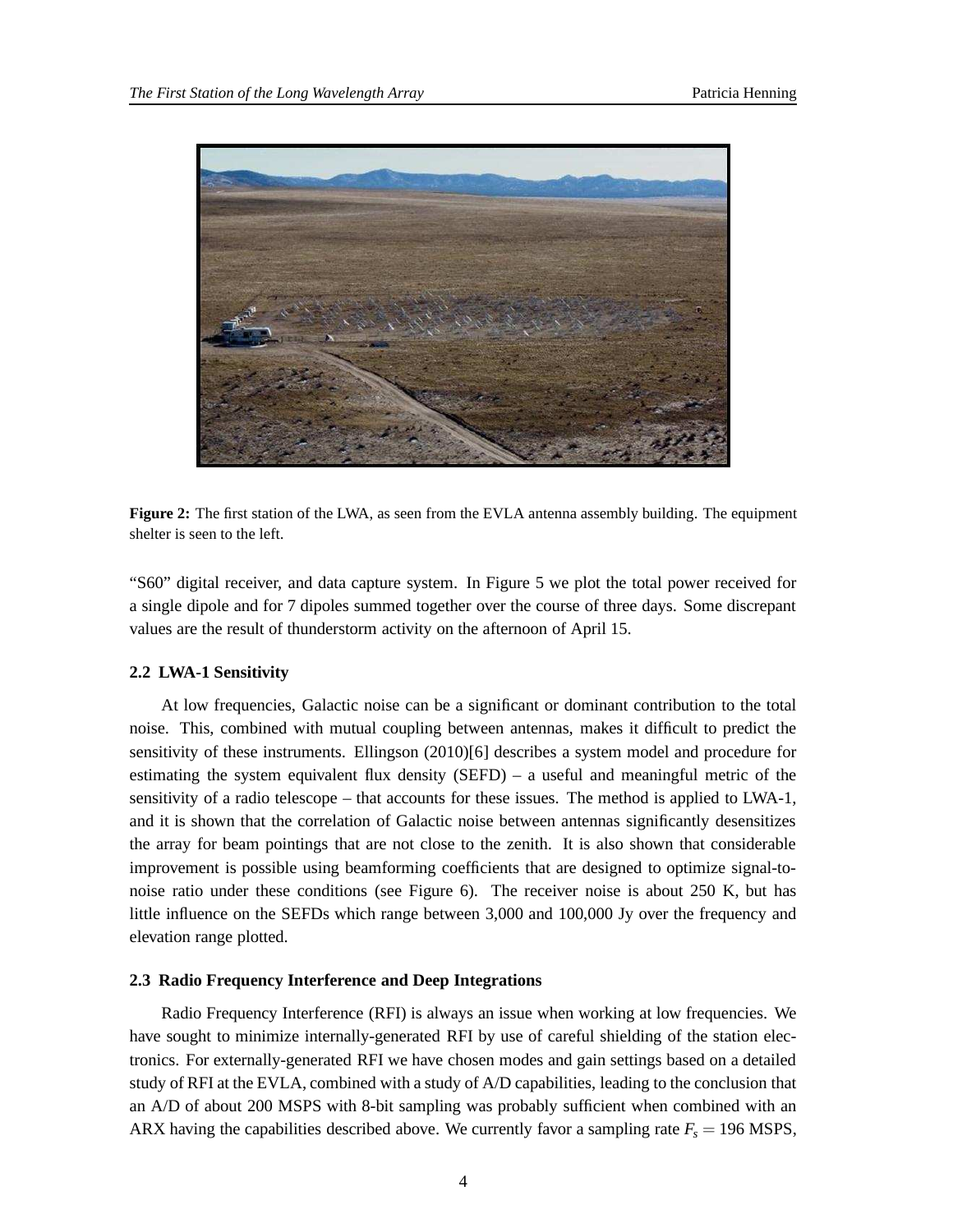**Figure 2:** The first station of the LWA, as seen from the EVLA antenna assembly building. The equipment shelter is seen to the left.

"S60" digital receiver, and data capture system. In Figure 5 we plot the total power received for a single dipole and for 7 dipoles summed together over the course of three days. Some discrepant values are the result of thunderstorm activity on the afternoon of April 15.

### 2.2 LWA-1 Sensitivity

At low frequencies, Galactic noise can be a significant or dominant contribution to the total noise. This, combined with mutual coupling between antennas, makes it difficult to predict the sensitivity of these instruments. Ellingson (2010)[6] describes a system model and procedure for estimating the system equivalent flux density (SEFD) – a useful and meaningful metric of the sensitivity of a radio telescope – that accounts for these issues. The method is applied to LWA-1, and it is shown that the correlation of Galactic noise between antennas significantly desensitizes the array for beam pointings that are not close to the zenith. It is also shown that considerable improvement is possible using beamforming coefficients that are designed to optimize signal-to-noise ratio under these conditions (see Figure 6). The receiver noise is about 250 K, but has little influence on the SEFDs which range between 3,000 and 100,000 Jy over the frequency and elevation range plotted.

### 2.3 Radio Frequency Interference and Deep Integrations

Radio Frequency Interference (RFI) is always an issue when working at low frequencies. We have sought to minimize internally-generated RFI by use of careful shielding of the station electronics. For externally-generated RFI we have chosen modes and gain settings based on a detailed study of RFI at the EVLA, combined with a study of A/D capabilities, leading to the conclusion that an A/D of about 200 MSPS with 8-bit sampling was probably sufficient when combined with an ARX having the capabilities described above. We currently favor a sampling rate $F_s = 196$ MSPS,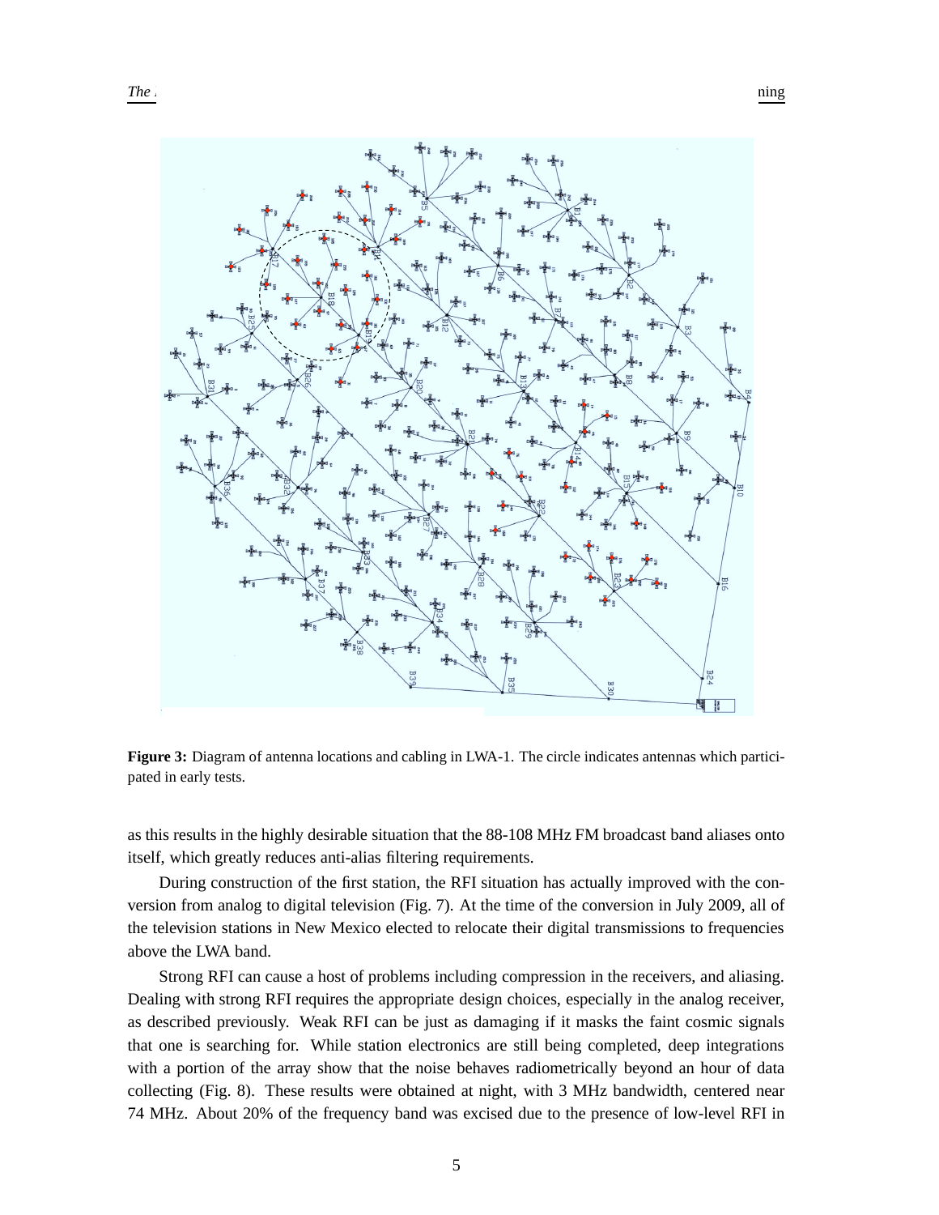**Figure 3:** Diagram of antenna locations and cabling in LWA-1. The circle indicates antennas which participated in early tests.

as this results in the highly desirable situation that the 88-108 MHz FM broadcast band aliases onto itself, which greatly reduces anti-alias filtering requirements.

During construction of the first station, the RFI situation has actually improved with the conversion from analog to digital television (Fig. 7). At the time of the conversion in July 2009, all of the television stations in New Mexico elected to relocate their digital transmissions to frequencies above the LWA band.

Strong RFI can cause a host of problems including compression in the receivers, and aliasing. Dealing with strong RFI requires the appropriate design choices, especially in the analog receiver, as described previously. Weak RFI can be just as damaging if it masks the faint cosmic signals that one is searching for. While station electronics are still being completed, deep integrations with a portion of the array show that the noise behaves radiometrically beyond an hour of data collecting (Fig. 8). These results were obtained at night, with 3 MHz bandwidth, centered near 74 MHz. About 20% of the frequency band was excised due to the presence of low-level RFI in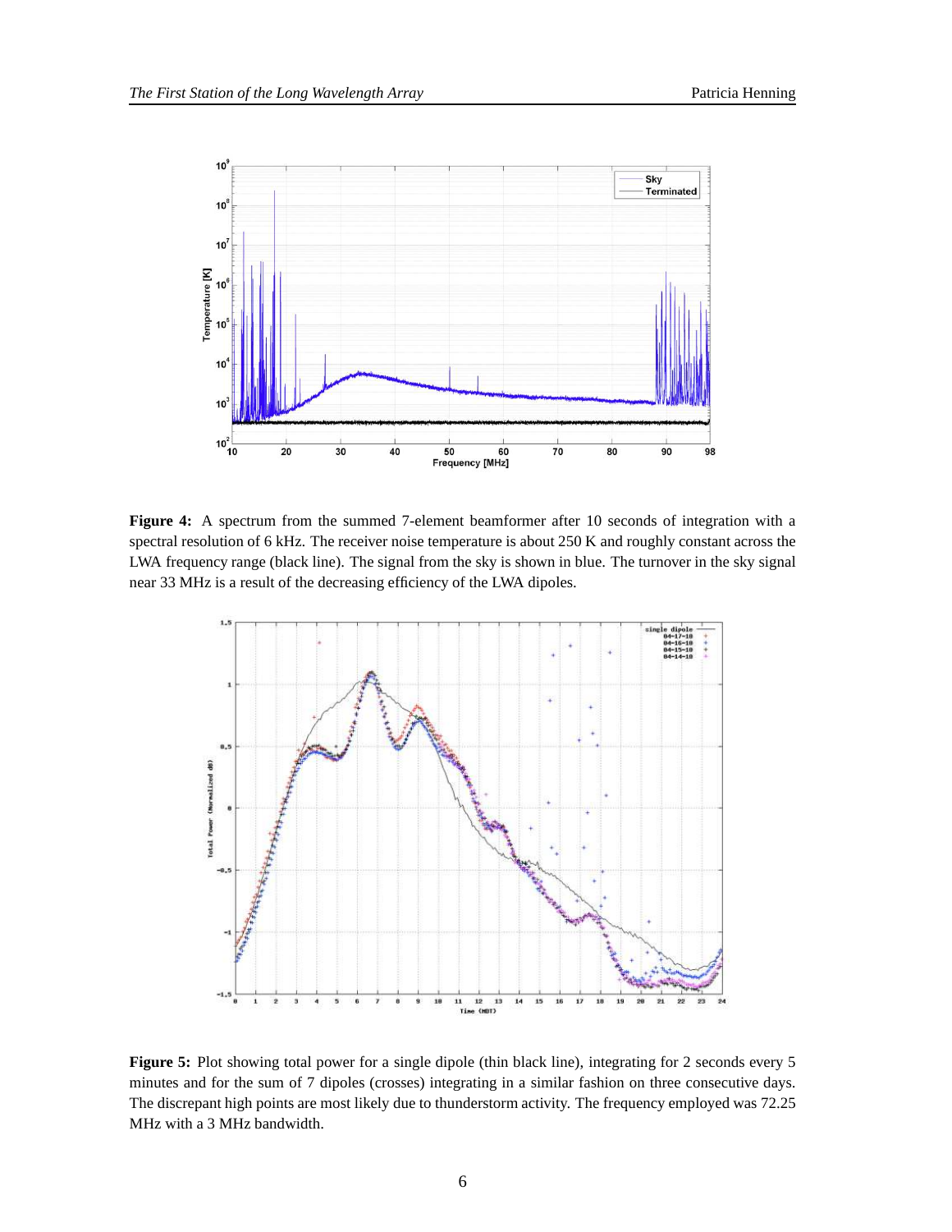**Figure 4:** A spectrum from the summed 7-element beamformer after 10 seconds of integration with a spectral resolution of 6 kHz. The receiver noise temperature is about 250 K and roughly constant across the LWA frequency range (black line). The signal from the sky is shown in blue. The turnover in the sky signal near 33 MHz is a result of the decreasing efficiency of the LWA dipoles.

**Figure 5:** Plot showing total power for a single dipole (thin black line), integrating for 2 seconds every 5 minutes and for the sum of 7 dipoles (crosses) integrating in a similar fashion on three consecutive days. The discrepant high points are most likely due to thunderstorm activity. The frequency employed was 72.25 MHz with a 3 MHz bandwidth.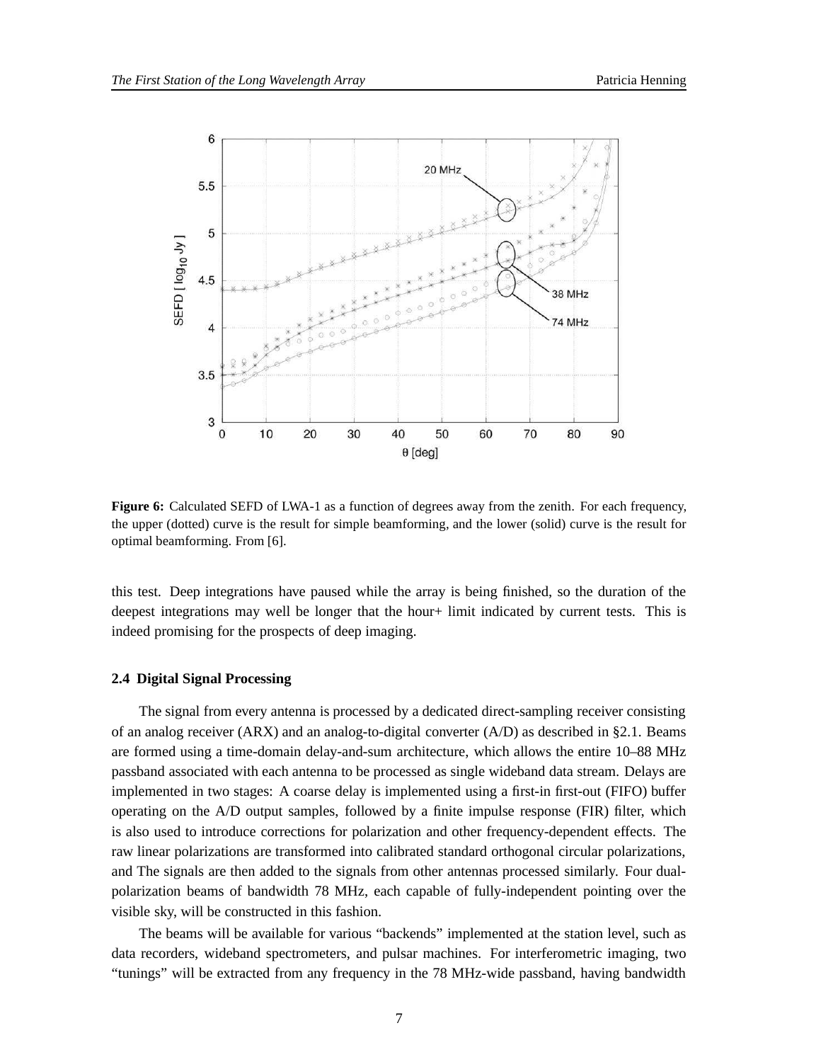**Figure 6:** Calculated SEFD of LWA-1 as a function of degrees away from the zenith. For each frequency, the upper (dotted) curve is the result for simple beamforming, and the lower (solid) curve is the result for optimal beamforming. From [6].

this test. Deep integrations have paused while the array is being finished, so the duration of the deepest integrations may well be longer that the hour+ limit indicated by current tests. This is indeed promising for the prospects of deep imaging.

### 2.4 Digital Signal Processing

The signal from every antenna is processed by a dedicated direct-sampling receiver consisting of an analog receiver (ARX) and an analog-to-digital converter (A/D) as described in §2.1. Beams are formed using a time-domain delay-and-sum architecture, which allows the entire 10–88 MHz passband associated with each antenna to be processed as single wideband data stream. Delays are implemented in two stages: A coarse delay is implemented using a first-in first-out (FIFO) buffer operating on the A/D output samples, followed by a finite impulse response (FIR) filter, which is also used to introduce corrections for polarization and other frequency-dependent effects. The raw linear polarizations are transformed into calibrated standard orthogonal circular polarizations, and The signals are then added to the signals from other antennas processed similarly. Four dual-polarization beams of bandwidth 78 MHz, each capable of fully-independent pointing over the visible sky, will be constructed in this fashion.

The beams will be available for various "backends" implemented at the station level, such as data recorders, wideband spectrometers, and pulsar machines. For interferometric imaging, two "tunings" will be extracted from any frequency in the 78 MHz-wide passband, having bandwidth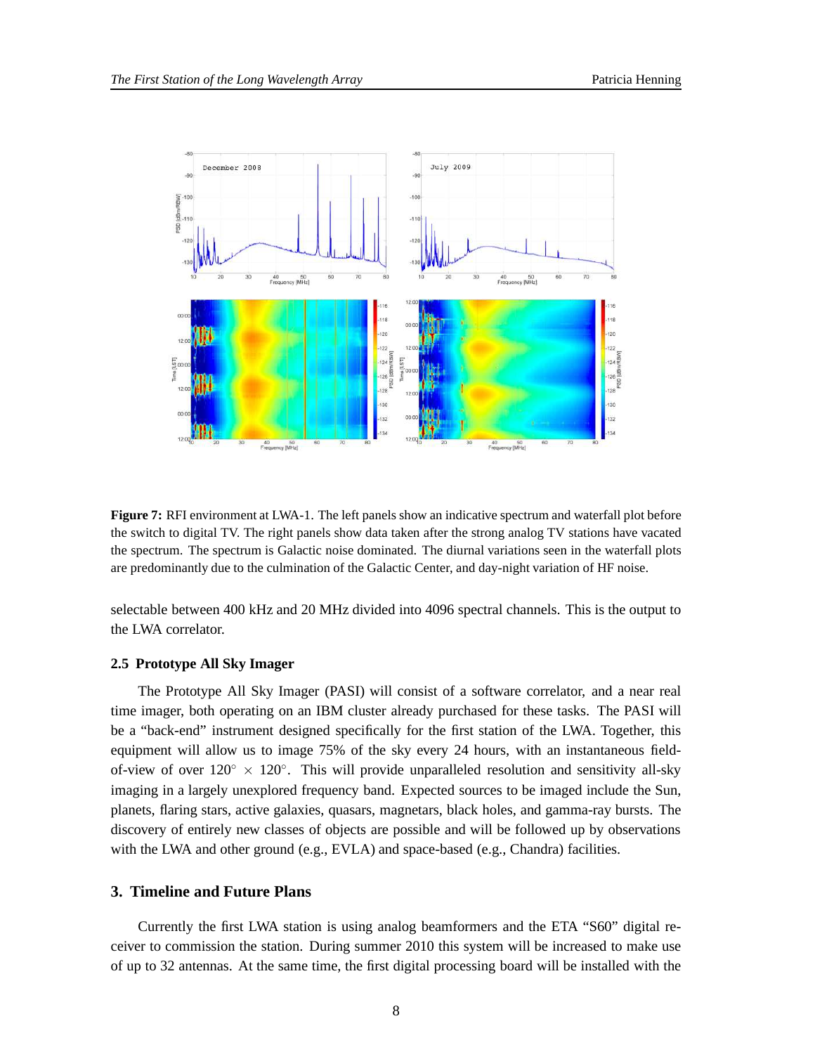**Figure 7:** RFI environment at LWA-1. The left panels show an indicative spectrum and waterfall plot before the switch to digital TV. The right panels show data taken after the strong analog TV stations have vacated the spectrum. The spectrum is Galactic noise dominated. The diurnal variations seen in the waterfall plots are predominantly due to the culmination of the Galactic Center, and day-night variation of HF noise.

selectable between 400 kHz and 20 MHz divided into 4096 spectral channels. This is the output to the LWA correlator.

### 2.5 Prototype All Sky Imager

The Prototype All Sky Imager (PASI) will consist of a software correlator, and a near real time imager, both operating on an IBM cluster already purchased for these tasks. The PASI will be a "back-end" instrument designed specifically for the first station of the LWA. Together, this equipment will allow us to image 75% of the sky every 24 hours, with an instantaneous field-of-view of over $120^\circ \times 120^\circ$. This will provide unparalleled resolution and sensitivity all-sky imaging in a largely unexplored frequency band. Expected sources to be imaged include the Sun, planets, flaring stars, active galaxies, quasars, magnetars, black holes, and gamma-ray bursts. The discovery of entirely new classes of objects are possible and will be followed up by observations with the LWA and other ground (e.g., EVLA) and space-based (e.g., Chandra) facilities.

## 3. Timeline and Future Plans

Currently the first LWA station is using analog beamformers and the ETA "S60" digital receiver to commission the station. During summer 2010 this system will be increased to make use of up to 32 antennas. At the same time, the first digital processing board will be installed with the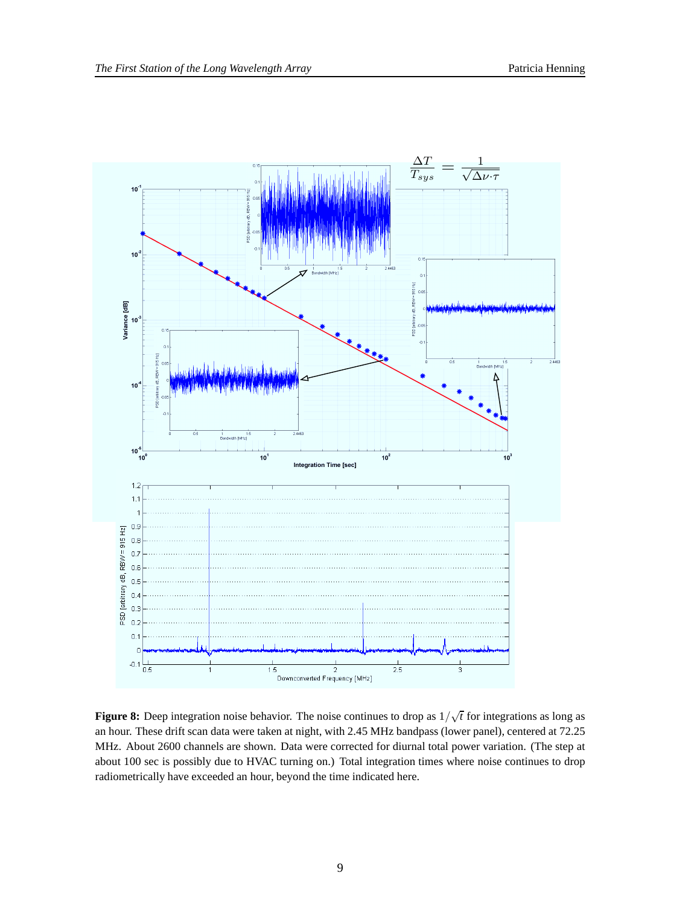**Figure 8:** Deep integration noise behavior. The noise continues to drop as $1/\sqrt{t}$ for integrations as long as an hour. These drift scan data were taken at night, with 2.45 MHz bandpass (lower panel), centered at 72.25 MHz. About 2600 channels are shown. Data were corrected for diurnal total power variation. (The step at about 100 sec is possibly due to HVAC turning on.) Total integration times where noise continues to drop radiometrically have exceeded an hour, beyond the time indicated here.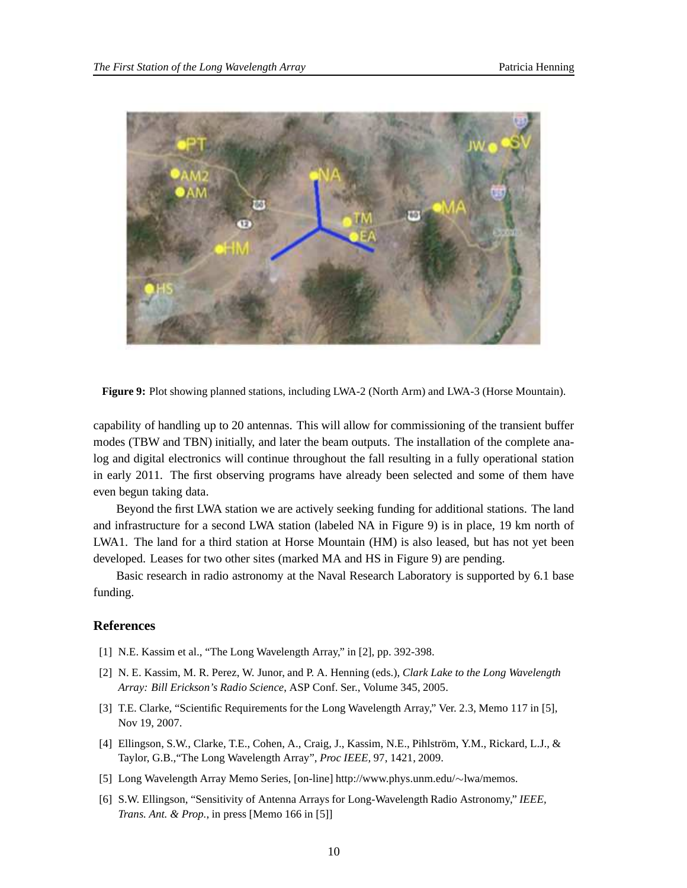PT
AM2
AM
NA
TM
EA
MA
JW
SV
HM
HS

**Figure 9:** Plot showing planned stations, including LWA-2 (North Arm) and LWA-3 (Horse Mountain).

capability of handling up to 20 antennas. This will allow for commissioning of the transient buffer modes (TBW and TBN) initially, and later the beam outputs. The installation of the complete analog and digital electronics will continue throughout the fall resulting in a fully operational station in early 2011. The first observing programs have already been selected and some of them have even begun taking data.

Beyond the first LWA station we are actively seeking funding for additional stations. The land and infrastructure for a second LWA station (labeled NA in Figure 9) is in place, 19 km north of LWA1. The land for a third station at Horse Mountain (HM) is also leased, but has not yet been developed. Leases for two other sites (marked MA and HS in Figure 9) are pending.

Basic research in radio astronomy at the Naval Research Laboratory is supported by 6.1 base funding.

## References

[1] N.E. Kassim et al., "The Long Wavelength Array," in [2], pp. 392-398.

[2] N. E. Kassim, M. R. Perez, W. Junor, and P. A. Henning (eds.), *Clark Lake to the Long Wavelength Array: Bill Erickson's Radio Science*, ASP Conf. Ser., Volume 345, 2005.

[3] T.E. Clarke, "Scientific Requirements for the Long Wavelength Array," Ver. 2.3, Memo 117 in [5], Nov 19, 2007.

[4] Ellingson, S.W., Clarke, T.E., Cohen, A., Craig, J., Kassim, N.E., Pihlström, Y.M., Rickard, L.J., & Taylor, G.B.,"The Long Wavelength Array", *Proc IEEE*, 97, 1421, 2009.

[5] Long Wavelength Array Memo Series, [on-line] http://www.phys.unm.edu/∼lwa/memos.

[6] S.W. Ellingson, "Sensitivity of Antenna Arrays for Long-Wavelength Radio Astronomy," *IEEE, Trans. Ant. & Prop.*, in press [Memo 166 in [5]]